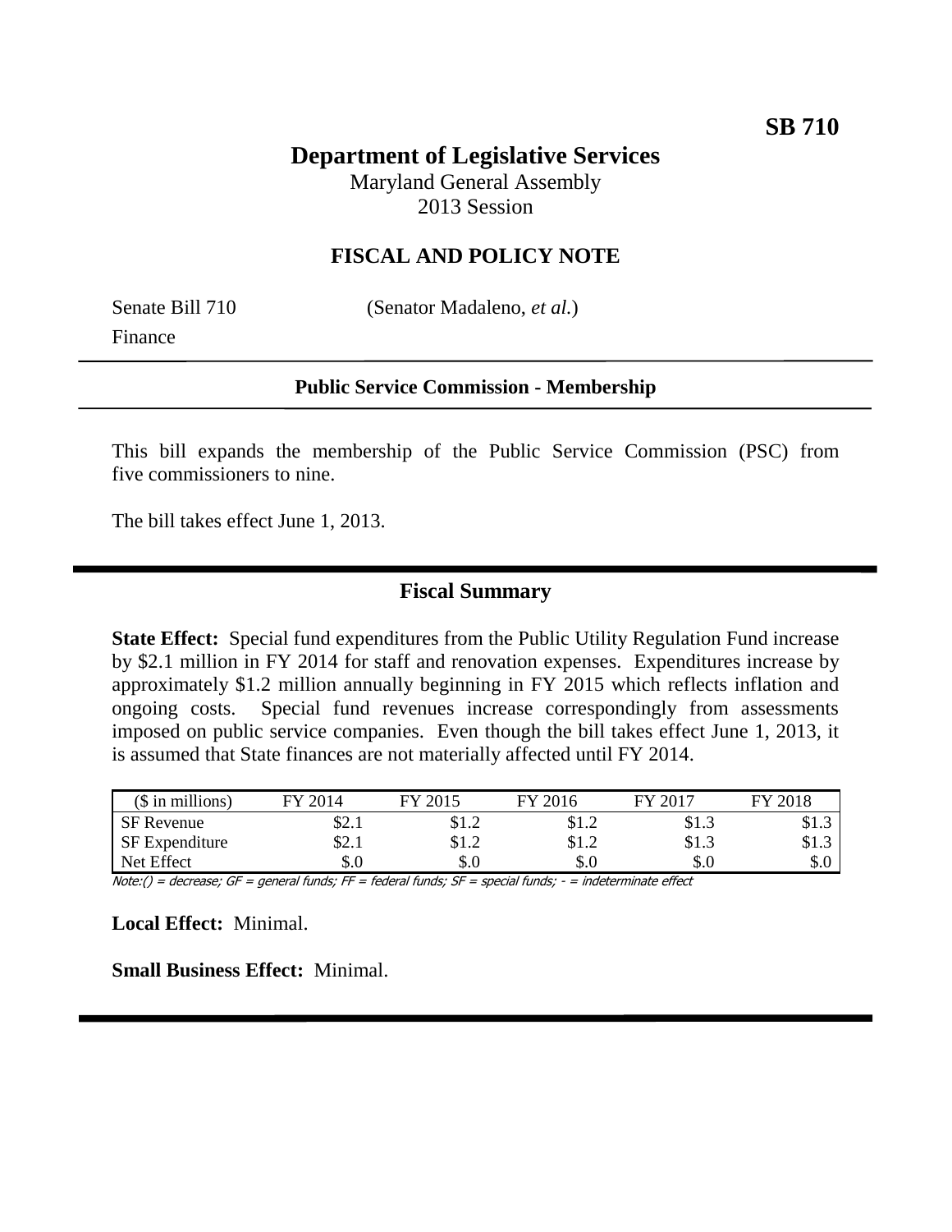**SB 710**

# Department of Legislative Services

Maryland General Assembly
2013 Session

## FISCAL AND POLICY NOTE

Senate Bill 710 (Senator Madaleno, *et al.*)
Finance

**Public Service Commission - Membership**

This bill expands the membership of the Public Service Commission (PSC) from five commissioners to nine.

The bill takes effect June 1, 2013.

## Fiscal Summary

**State Effect:** Special fund expenditures from the Public Utility Regulation Fund increase by $2.1 million in FY 2014 for staff and renovation expenses. Expenditures increase by approximately $1.2 million annually beginning in FY 2015 which reflects inflation and ongoing costs. Special fund revenues increase correspondingly from assessments imposed on public service companies. Even though the bill takes effect June 1, 2013, it is assumed that State finances are not materially affected until FY 2014.

| ($ in millions) | FY 2014 | FY 2015 | FY 2016 | FY 2017 | FY 2018 |
|---|---|---|---|---|---|
| SF Revenue | $2.1 | $1.2 | $1.2 | $1.3 | $1.3 |
| SF Expenditure | $2.1 | $1.2 | $1.2 | $1.3 | $1.3 |
| Net Effect | $.0 | $.0 | $.0 | $.0 | $.0 |

Note:() = decrease; GF = general funds; FF = federal funds; SF = special funds; - = indeterminate effect

**Local Effect:** Minimal.

**Small Business Effect:** Minimal.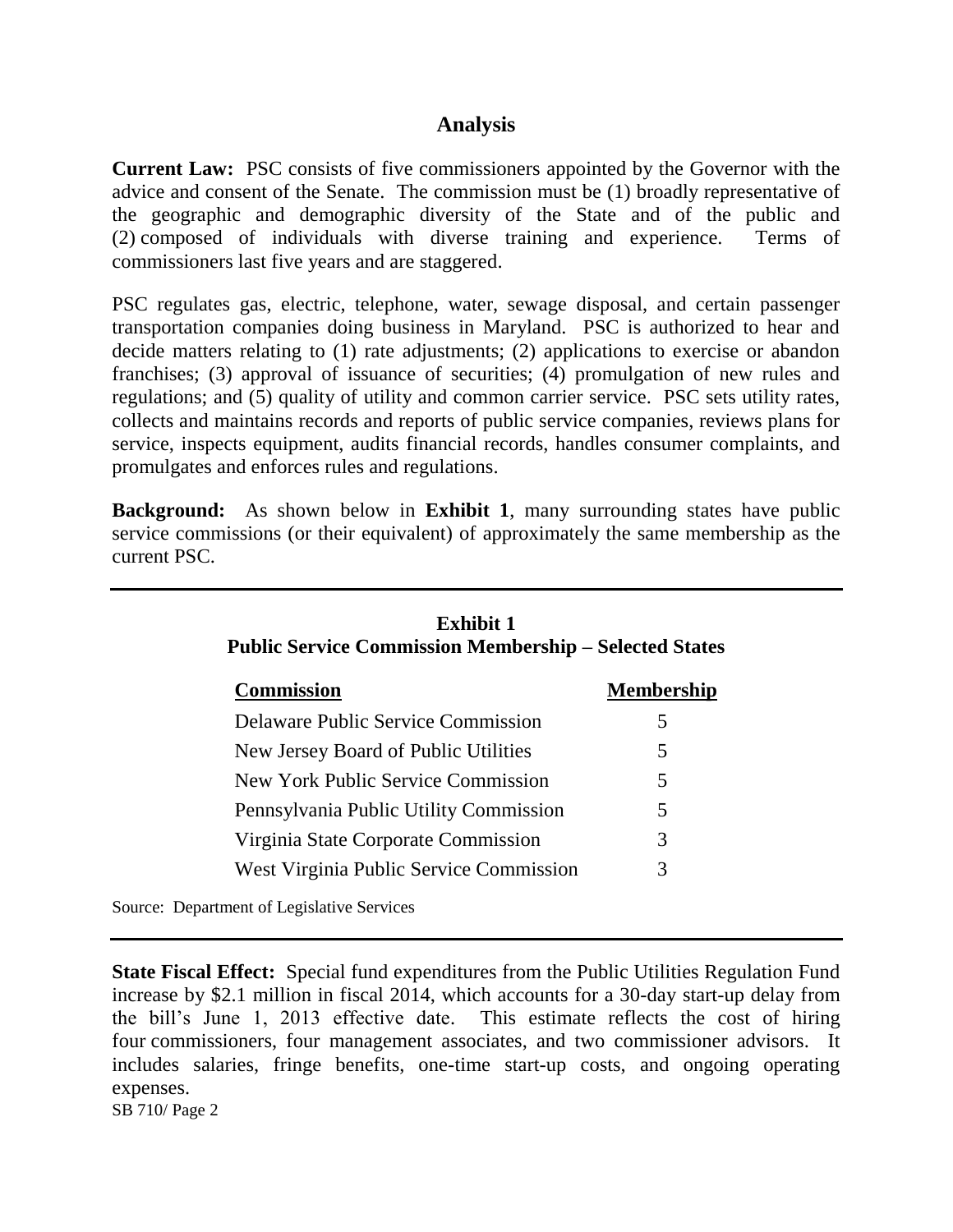## Analysis

**Current Law:** PSC consists of five commissioners appointed by the Governor with the advice and consent of the Senate. The commission must be (1) broadly representative of the geographic and demographic diversity of the State and of the public and (2) composed of individuals with diverse training and experience. Terms of commissioners last five years and are staggered.

PSC regulates gas, electric, telephone, water, sewage disposal, and certain passenger transportation companies doing business in Maryland. PSC is authorized to hear and decide matters relating to (1) rate adjustments; (2) applications to exercise or abandon franchises; (3) approval of issuance of securities; (4) promulgation of new rules and regulations; and (5) quality of utility and common carrier service. PSC sets utility rates, collects and maintains records and reports of public service companies, reviews plans for service, inspects equipment, audits financial records, handles consumer complaints, and promulgates and enforces rules and regulations.

**Background:** As shown below in **Exhibit 1**, many surrounding states have public service commissions (or their equivalent) of approximately the same membership as the current PSC.

**Exhibit 1**
**Public Service Commission Membership – Selected States**

| Commission | Membership |
|---|---|
| Delaware Public Service Commission | 5 |
| New Jersey Board of Public Utilities | 5 |
| New York Public Service Commission | 5 |
| Pennsylvania Public Utility Commission | 5 |
| Virginia State Corporate Commission | 3 |
| West Virginia Public Service Commission | 3 |

Source: Department of Legislative Services

**State Fiscal Effect:** Special fund expenditures from the Public Utilities Regulation Fund increase by $2.1 million in fiscal 2014, which accounts for a 30-day start-up delay from the bill's June 1, 2013 effective date. This estimate reflects the cost of hiring four commissioners, four management associates, and two commissioner advisors. It includes salaries, fringe benefits, one-time start-up costs, and ongoing operating expenses.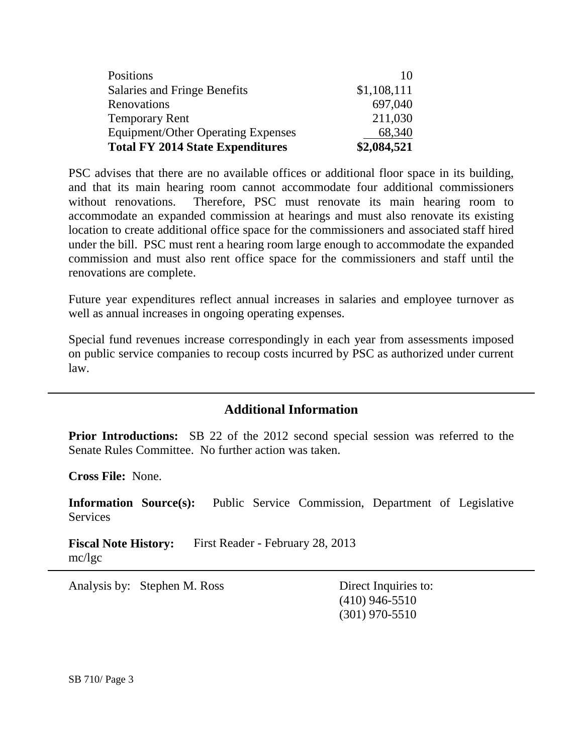| | |
|---|---|
| Positions | 10 |
| Salaries and Fringe Benefits | $1,108,111 |
| Renovations | 697,040 |
| Temporary Rent | 211,030 |
| Equipment/Other Operating Expenses | 68,340 |
| **Total FY 2014 State Expenditures** | **$2,084,521** |

PSC advises that there are no available offices or additional floor space in its building, and that its main hearing room cannot accommodate four additional commissioners without renovations. Therefore, PSC must renovate its main hearing room to accommodate an expanded commission at hearings and must also renovate its existing location to create additional office space for the commissioners and associated staff hired under the bill. PSC must rent a hearing room large enough to accommodate the expanded commission and must also rent office space for the commissioners and staff until the renovations are complete.

Future year expenditures reflect annual increases in salaries and employee turnover as well as annual increases in ongoing operating expenses.

Special fund revenues increase correspondingly in each year from assessments imposed on public service companies to recoup costs incurred by PSC as authorized under current law.

## Additional Information

**Prior Introductions:** SB 22 of the 2012 second special session was referred to the Senate Rules Committee. No further action was taken.

**Cross File:** None.

**Information Source(s):** Public Service Commission, Department of Legislative Services

**Fiscal Note History:** First Reader - February 28, 2013
mc/lgc

Analysis by: Stephen M. Ross

Direct Inquiries to:
(410) 946-5510
(301) 970-5510